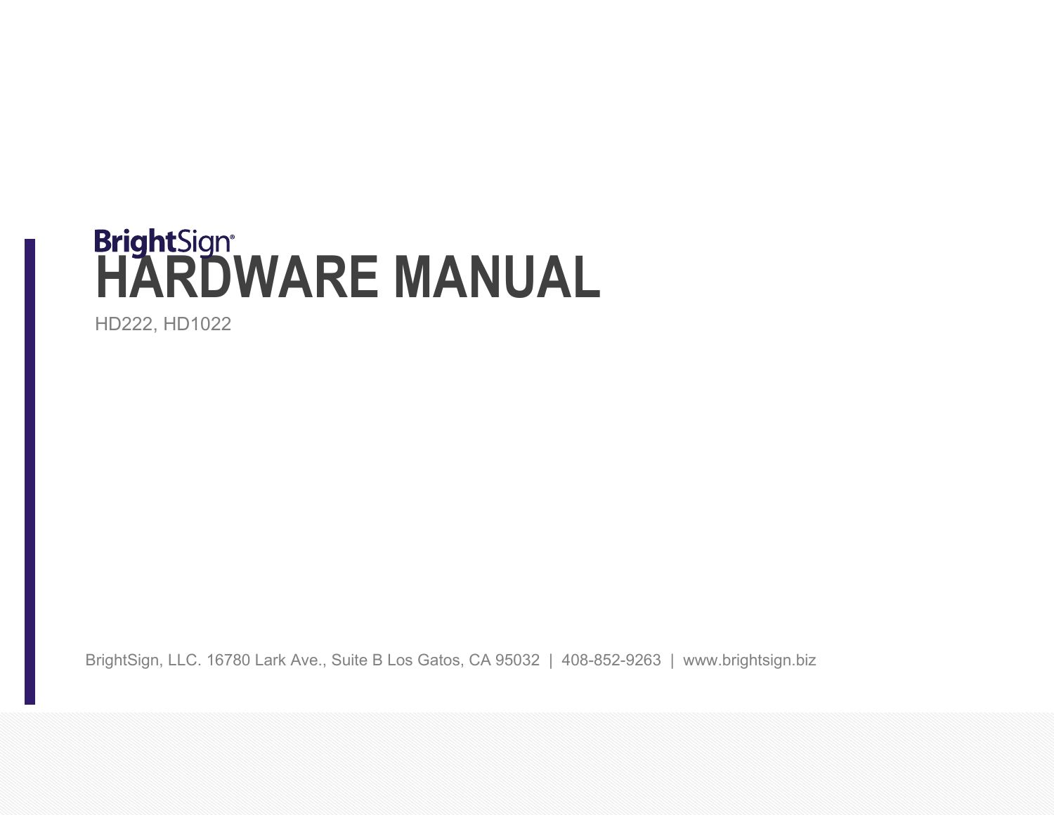BrightSign®

# HARDWARE MANUAL

HD222, HD1022

BrightSign, LLC. 16780 Lark Ave., Suite B Los Gatos, CA 95032 | 408-852-9263 | www.brightsign.biz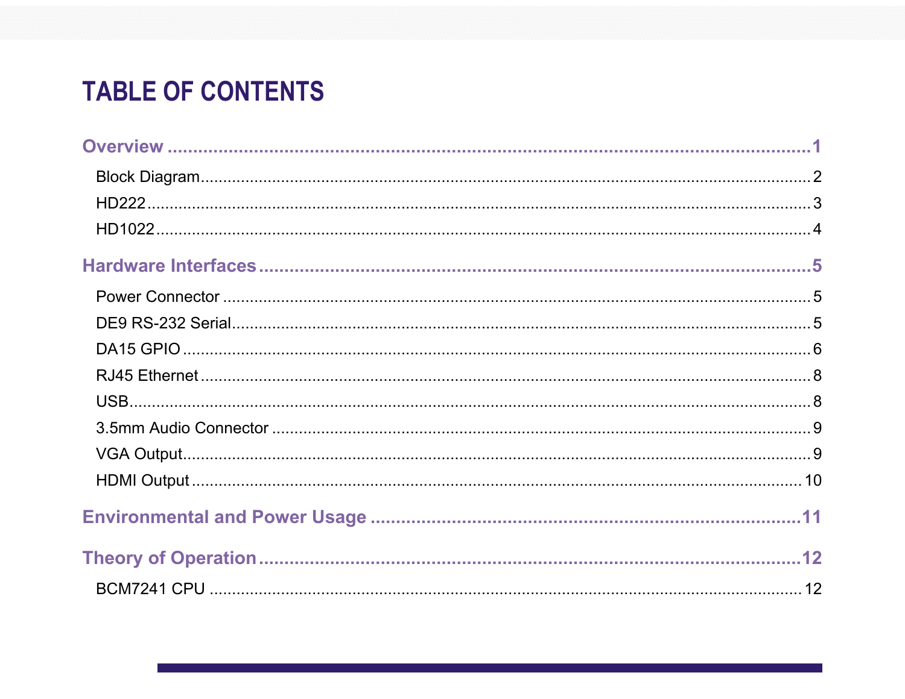# TABLE OF CONTENTS

**Overview** ..................................................................................................... **1**

- Block Diagram ..................................................................................................... 2
- HD222 ..................................................................................................... 3
- HD1022 ..................................................................................................... 4

**Hardware Interfaces** ..................................................................................................... **5**

- Power Connector ..................................................................................................... 5
- DE9 RS-232 Serial ..................................................................................................... 5
- DA15 GPIO ..................................................................................................... 6
- RJ45 Ethernet ..................................................................................................... 8
- USB ..................................................................................................... 8
- 3.5mm Audio Connector ..................................................................................................... 9
- VGA Output ..................................................................................................... 9
- HDMI Output ..................................................................................................... 10

**Environmental and Power Usage** ..................................................................................................... **11**

**Theory of Operation** ..................................................................................................... **12**

- BCM7241 CPU ..................................................................................................... 12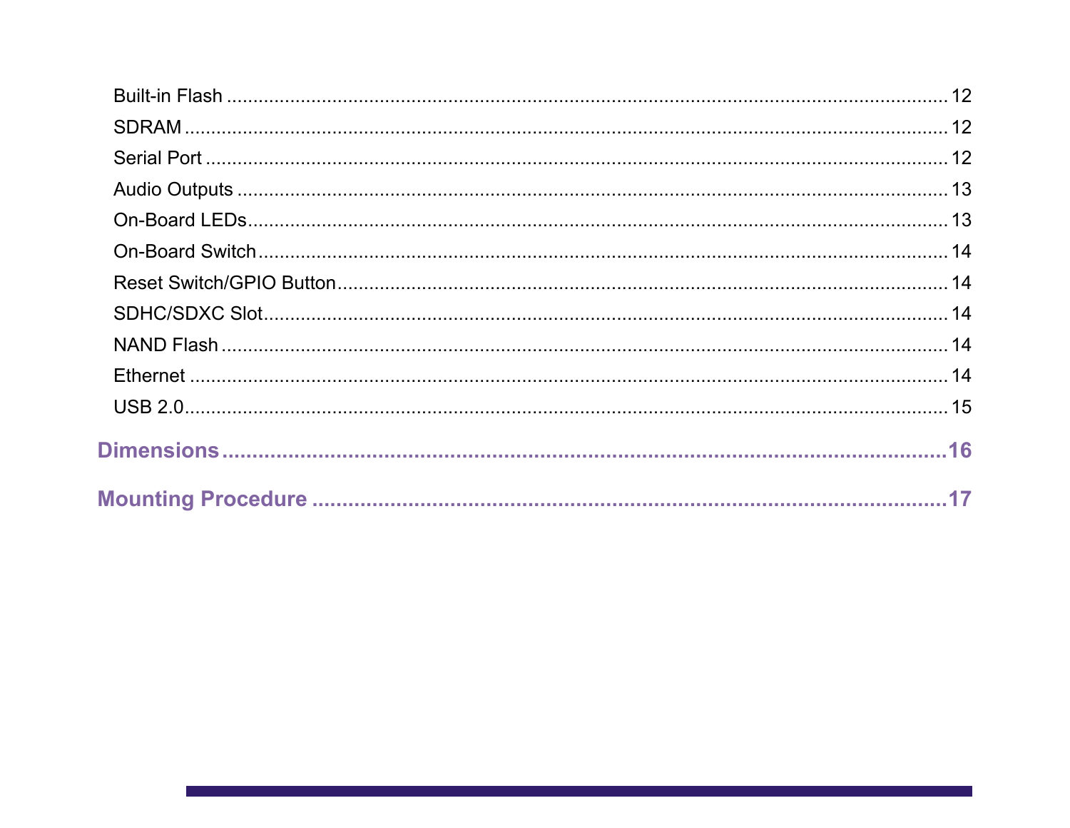Built-in Flash ........................................................................................................................ 12
SDRAM .................................................................................................................................. 12
Serial Port ............................................................................................................................ 12
Audio Outputs ........................................................................................................................ 13
On-Board LEDs ...................................................................................................................... 13
On-Board Switch .................................................................................................................... 14
Reset Switch/GPIO Button ..................................................................................................... 14
SDHC/SDXC Slot .................................................................................................................... 14
NAND Flash ........................................................................................................................... 14
Ethernet ................................................................................................................................. 14
USB 2.0 ................................................................................................................................. 15

**Dimensions ........................................................................................................................ 16**

**Mounting Procedure ........................................................................................................... 17**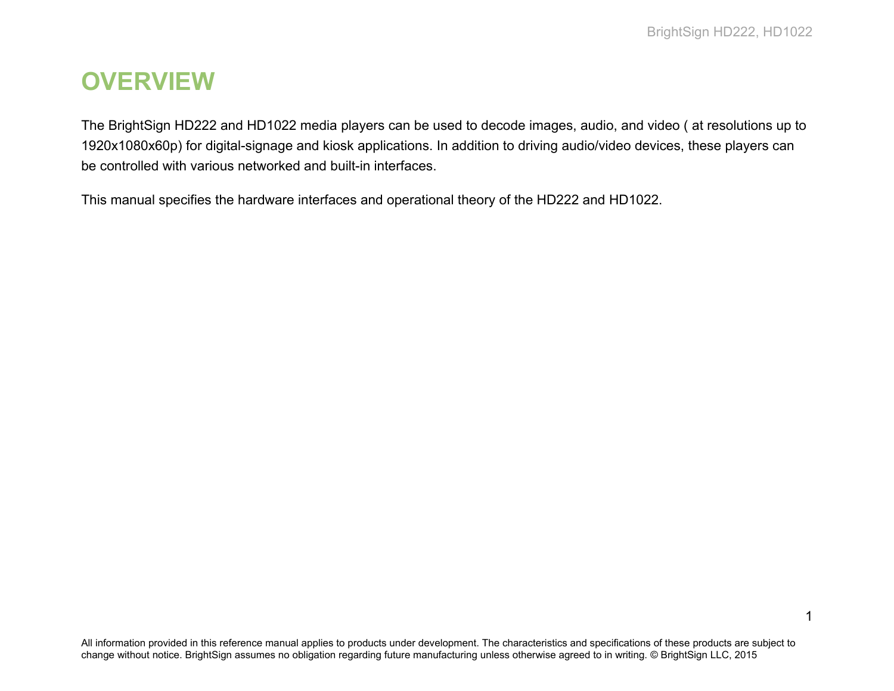# OVERVIEW

The BrightSign HD222 and HD1022 media players can be used to decode images, audio, and video ( at resolutions up to 1920x1080x60p) for digital-signage and kiosk applications. In addition to driving audio/video devices, these players can be controlled with various networked and built-in interfaces.

This manual specifies the hardware interfaces and operational theory of the HD222 and HD1022.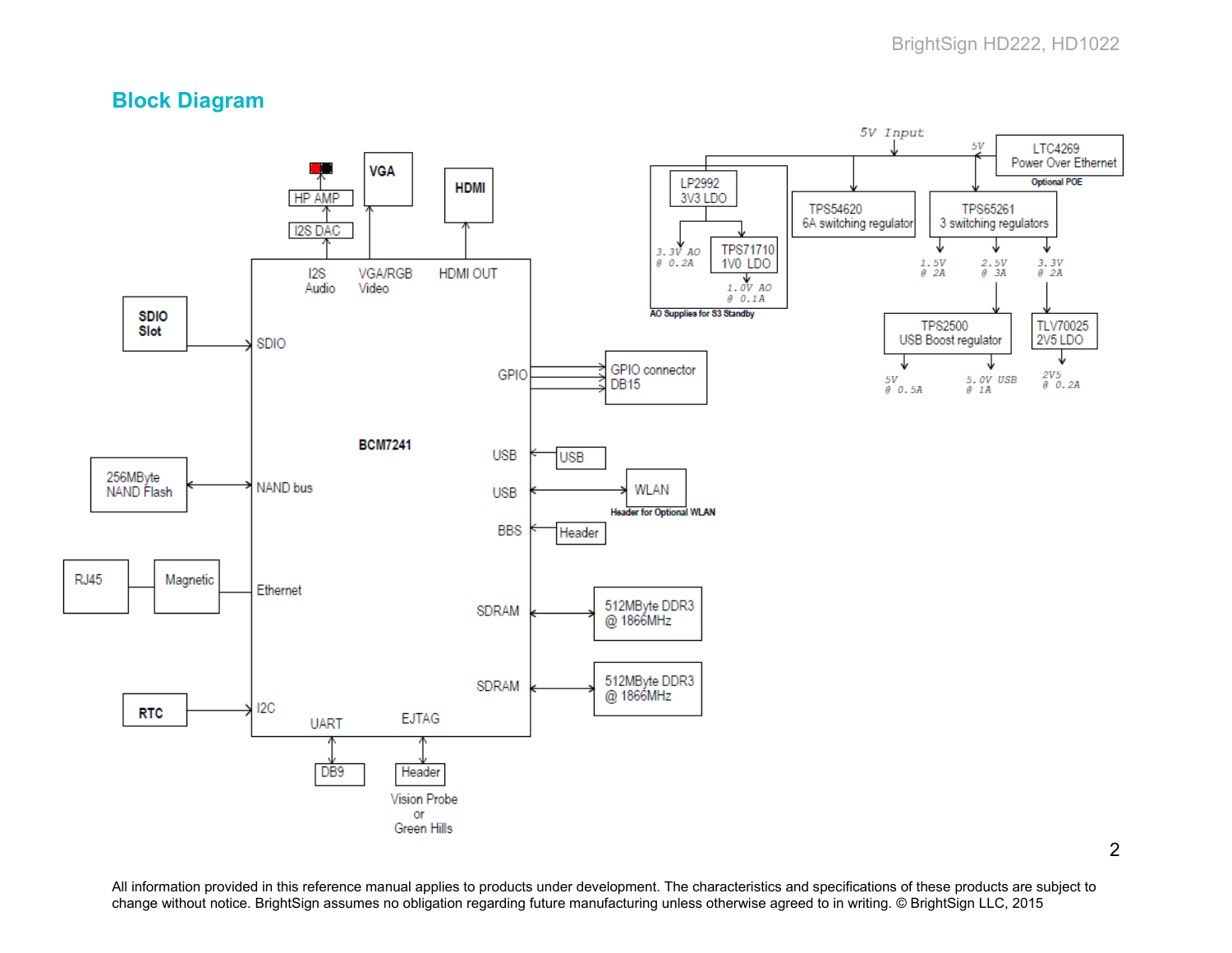## Block Diagram

5V Input

LTC4269 Power Over Ethernet

Optional POE

LP2992 3V3 LDO

3.3V AO @ 0.2A

TPS71710 1V0 LDO

1.0V AO @ 0.1A

AO Supplies for S3 Standby

TPS54620 6A switching regulator

TPS65261 3 switching regulators

1.5V @ 2A

2.5V @ 3A

3.3V @ 2A

TPS2500 USB Boost regulator

5V @ 0.5A

5.0V USB @ 1A

TLV70025 2V5 LDO

2V5 @ 0.2A

HP AMP

I2S DAC

VGA

HDMI

I2S Audio

VGA/RGB Video

HDMI OUT

SDIO Slot

SDIO

GPIO

GPIO connector DB15

BCM7241

USB

USB

USB

WLAN

Header for Optional WLAN

BBS

Header

256MByte NAND Flash

NAND bus

RJ45

Magnetic

Ethernet

SDRAM

512MByte DDR3 @ 1866MHz

SDRAM

512MByte DDR3 @ 1866MHz

RTC

I2C

UART

EJTAG

DB9

Header

Vision Probe or Green Hills

All information provided in this reference manual applies to products under development. The characteristics and specifications of these products are subject to change without notice. BrightSign assumes no obligation regarding future manufacturing unless otherwise agreed to in writing. © BrightSign LLC, 2015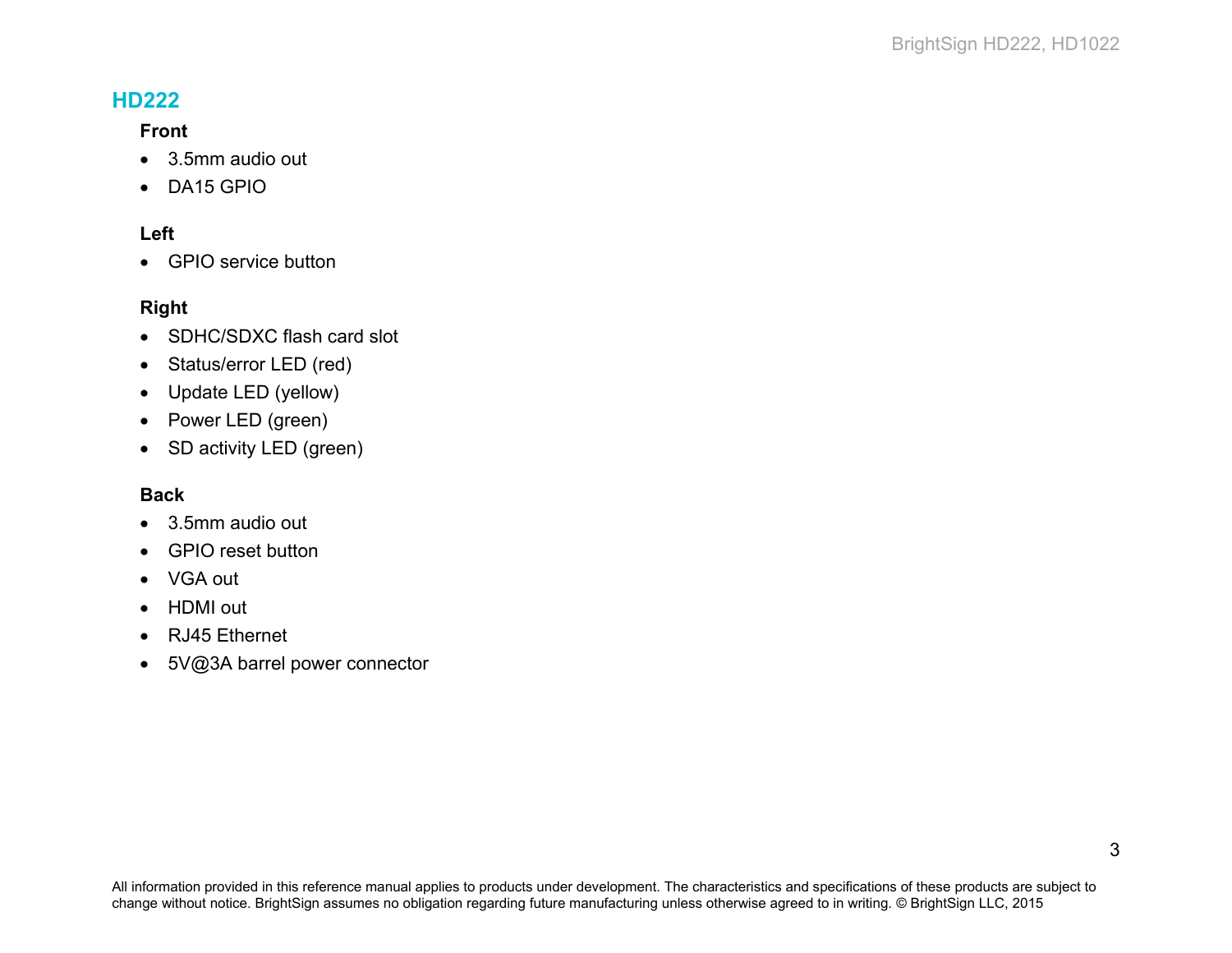## HD222

### Front

- 3.5mm audio out
- DA15 GPIO

### Left

- GPIO service button

### Right

- SDHC/SDXC flash card slot
- Status/error LED (red)
- Update LED (yellow)
- Power LED (green)
- SD activity LED (green)

### Back

- 3.5mm audio out
- GPIO reset button
- VGA out
- HDMI out
- RJ45 Ethernet
- 5V@3A barrel power connector

All information provided in this reference manual applies to products under development. The characteristics and specifications of these products are subject to change without notice. BrightSign assumes no obligation regarding future manufacturing unless otherwise agreed to in writing. © BrightSign LLC, 2015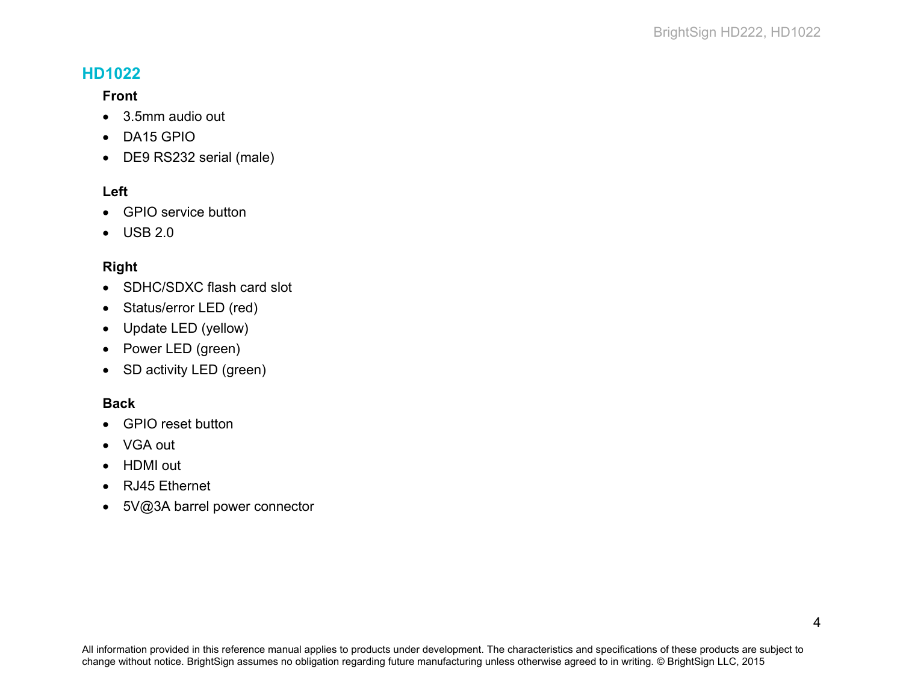## HD1022

### Front

- 3.5mm audio out
- DA15 GPIO
- DE9 RS232 serial (male)

### Left

- GPIO service button
- USB 2.0

### Right

- SDHC/SDXC flash card slot
- Status/error LED (red)
- Update LED (yellow)
- Power LED (green)
- SD activity LED (green)

### Back

- GPIO reset button
- VGA out
- HDMI out
- RJ45 Ethernet
- 5V@3A barrel power connector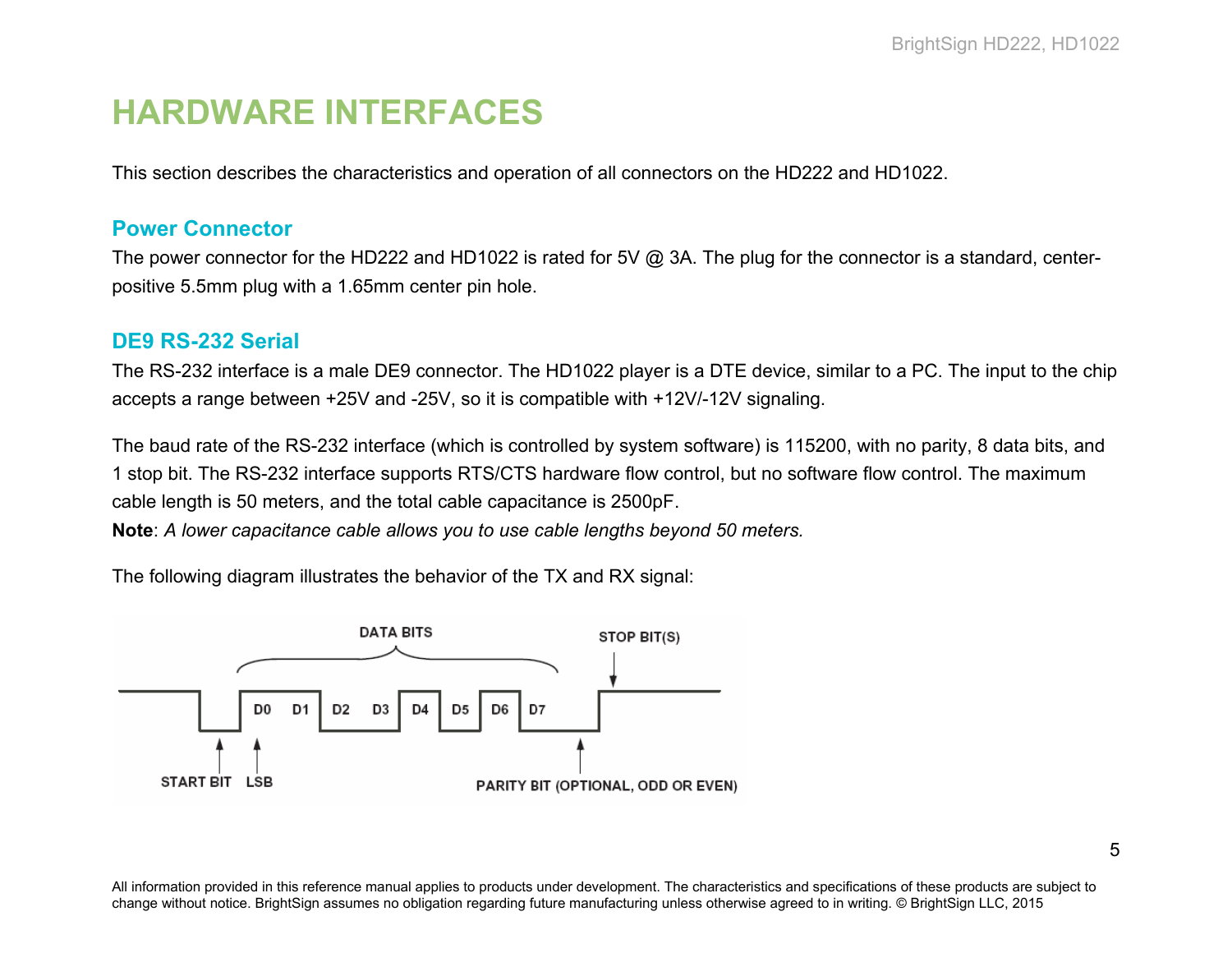# HARDWARE INTERFACES

This section describes the characteristics and operation of all connectors on the HD222 and HD1022.

## Power Connector

The power connector for the HD222 and HD1022 is rated for 5V @ 3A. The plug for the connector is a standard, center-positive 5.5mm plug with a 1.65mm center pin hole.

## DE9 RS-232 Serial

The RS-232 interface is a male DE9 connector. The HD1022 player is a DTE device, similar to a PC. The input to the chip accepts a range between +25V and -25V, so it is compatible with +12V/-12V signaling.

The baud rate of the RS-232 interface (which is controlled by system software) is 115200, with no parity, 8 data bits, and 1 stop bit. The RS-232 interface supports RTS/CTS hardware flow control, but no software flow control. The maximum cable length is 50 meters, and the total cable capacitance is 2500pF.

**Note**: *A lower capacitance cable allows you to use cable lengths beyond 50 meters.*

The following diagram illustrates the behavior of the TX and RX signal:

DATA BITS
STOP BIT(S)
D0 D1 D2 D3 D4 D5 D6 D7
START BIT LSB
PARITY BIT (OPTIONAL, ODD OR EVEN)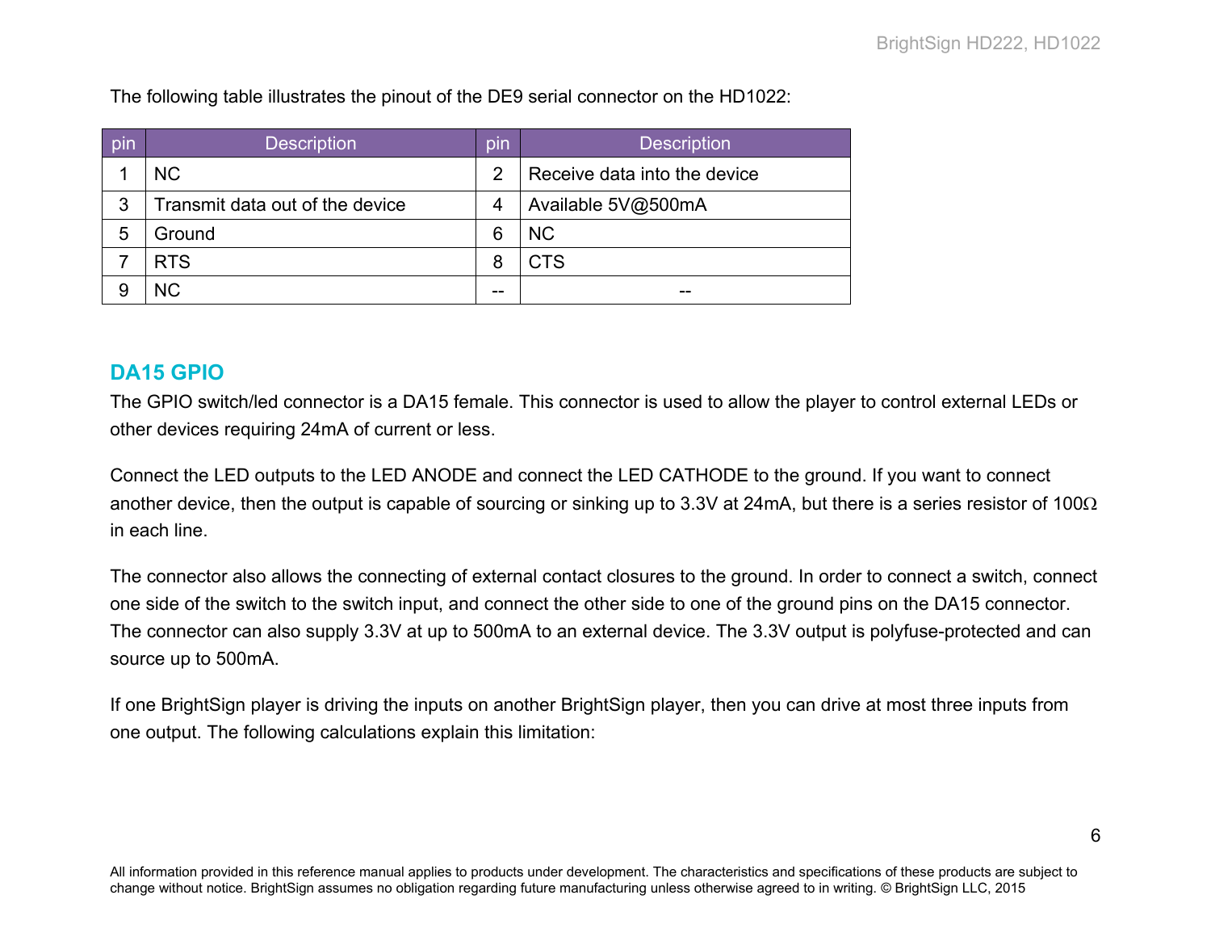The following table illustrates the pinout of the DE9 serial connector on the HD1022:

| pin | Description | pin | Description |
|---|---|---|---|
| 1 | NC | 2 | Receive data into the device |
| 3 | Transmit data out of the device | 4 | Available 5V@500mA |
| 5 | Ground | 6 | NC |
| 7 | RTS | 8 | CTS |
| 9 | NC | -- | -- |

## DA15 GPIO

The GPIO switch/led connector is a DA15 female. This connector is used to allow the player to control external LEDs or other devices requiring 24mA of current or less.

Connect the LED outputs to the LED ANODE and connect the LED CATHODE to the ground. If you want to connect another device, then the output is capable of sourcing or sinking up to 3.3V at 24mA, but there is a series resistor of 100Ω in each line.

The connector also allows the connecting of external contact closures to the ground. In order to connect a switch, connect one side of the switch to the switch input, and connect the other side to one of the ground pins on the DA15 connector. The connector can also supply 3.3V at up to 500mA to an external device. The 3.3V output is polyfuse-protected and can source up to 500mA.

If one BrightSign player is driving the inputs on another BrightSign player, then you can drive at most three inputs from one output. The following calculations explain this limitation: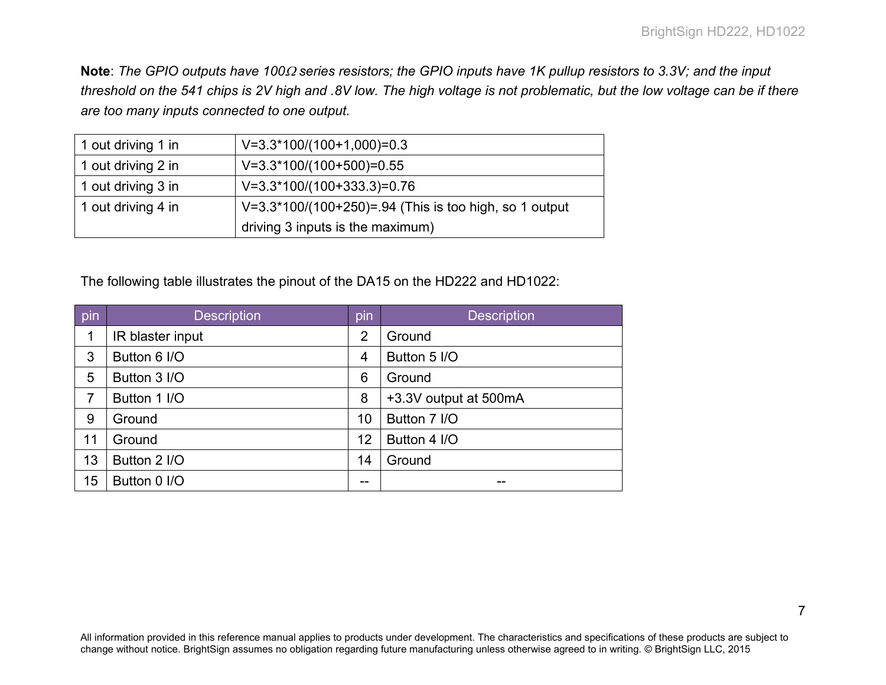**Note**: *The GPIO outputs have 100Ω series resistors; the GPIO inputs have 1K pullup resistors to 3.3V; and the input threshold on the 541 chips is 2V high and .8V low. The high voltage is not problematic, but the low voltage can be if there are too many inputs connected to one output.*

| | |
|---|---|
| 1 out driving 1 in | V=3.3*100/(100+1,000)=0.3 |
| 1 out driving 2 in | V=3.3*100/(100+500)=0.55 |
| 1 out driving 3 in | V=3.3*100/(100+333.3)=0.76 |
| 1 out driving 4 in | V=3.3*100/(100+250)=.94 (This is too high, so 1 output driving 3 inputs is the maximum) |

The following table illustrates the pinout of the DA15 on the HD222 and HD1022:

| pin | Description | pin | Description |
|---|---|---|---|
| 1 | IR blaster input | 2 | Ground |
| 3 | Button 6 I/O | 4 | Button 5 I/O |
| 5 | Button 3 I/O | 6 | Ground |
| 7 | Button 1 I/O | 8 | +3.3V output at 500mA |
| 9 | Ground | 10 | Button 7 I/O |
| 11 | Ground | 12 | Button 4 I/O |
| 13 | Button 2 I/O | 14 | Ground |
| 15 | Button 0 I/O | -- | -- |

All information provided in this reference manual applies to products under development. The characteristics and specifications of these products are subject to change without notice. BrightSign assumes no obligation regarding future manufacturing unless otherwise agreed to in writing. © BrightSign LLC, 2015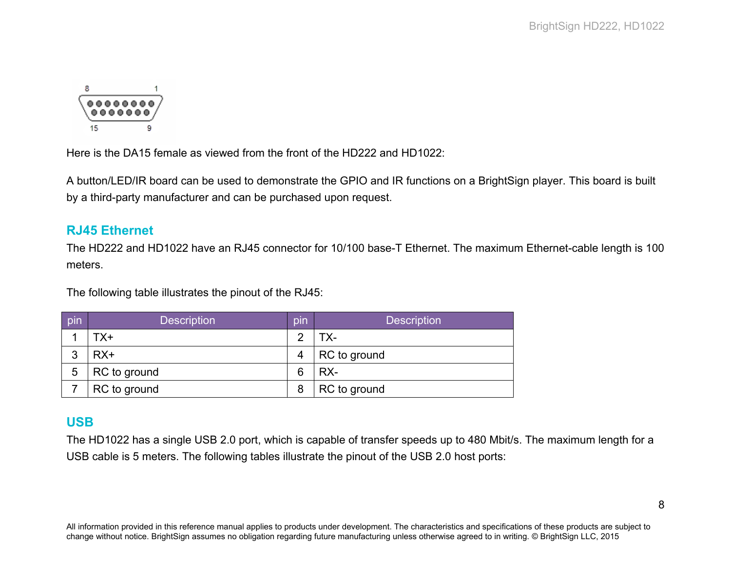Here is the DA15 female as viewed from the front of the HD222 and HD1022:

A button/LED/IR board can be used to demonstrate the GPIO and IR functions on a BrightSign player. This board is built by a third-party manufacturer and can be purchased upon request.

## RJ45 Ethernet

The HD222 and HD1022 have an RJ45 connector for 10/100 base-T Ethernet. The maximum Ethernet-cable length is 100 meters.

The following table illustrates the pinout of the RJ45:

| pin | Description | pin | Description |
|---|---|---|---|
| 1 | TX+ | 2 | TX- |
| 3 | RX+ | 4 | RC to ground |
| 5 | RC to ground | 6 | RX- |
| 7 | RC to ground | 8 | RC to ground |

## USB

The HD1022 has a single USB 2.0 port, which is capable of transfer speeds up to 480 Mbit/s. The maximum length for a USB cable is 5 meters. The following tables illustrate the pinout of the USB 2.0 host ports: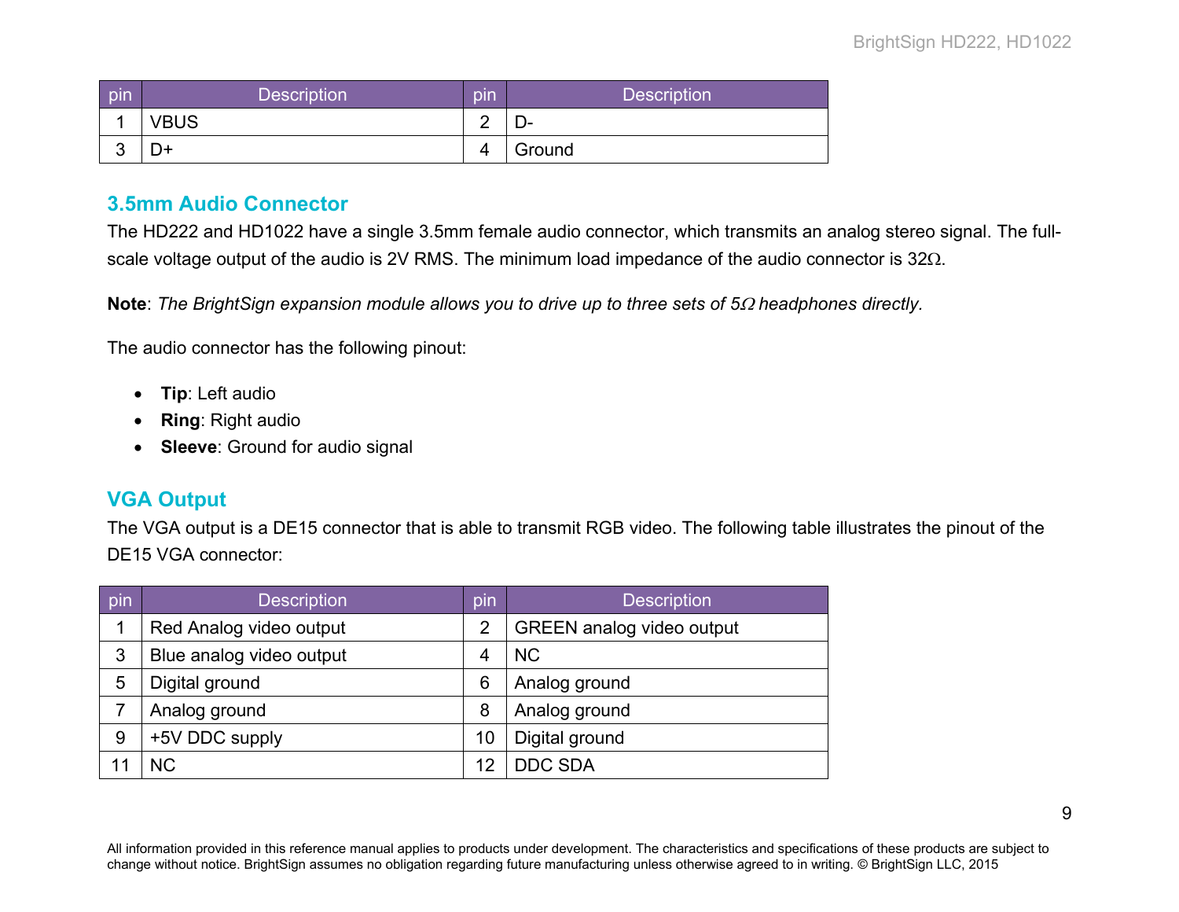| pin | Description | pin | Description |
|---|---|---|---|
| 1 | VBUS | 2 | D- |
| 3 | D+ | 4 | Ground |

### 3.5mm Audio Connector

The HD222 and HD1022 have a single 3.5mm female audio connector, which transmits an analog stereo signal. The full-scale voltage output of the audio is 2V RMS. The minimum load impedance of the audio connector is 32Ω.

**Note**: *The BrightSign expansion module allows you to drive up to three sets of 5Ω headphones directly.*

The audio connector has the following pinout:

- **Tip**: Left audio
- **Ring**: Right audio
- **Sleeve**: Ground for audio signal

### VGA Output

The VGA output is a DE15 connector that is able to transmit RGB video. The following table illustrates the pinout of the DE15 VGA connector:

| pin | Description | pin | Description |
|---|---|---|---|
| 1 | Red Analog video output | 2 | GREEN analog video output |
| 3 | Blue analog video output | 4 | NC |
| 5 | Digital ground | 6 | Analog ground |
| 7 | Analog ground | 8 | Analog ground |
| 9 | +5V DDC supply | 10 | Digital ground |
| 11 | NC | 12 | DDC SDA |

All information provided in this reference manual applies to products under development. The characteristics and specifications of these products are subject to change without notice. BrightSign assumes no obligation regarding future manufacturing unless otherwise agreed to in writing. © BrightSign LLC, 2015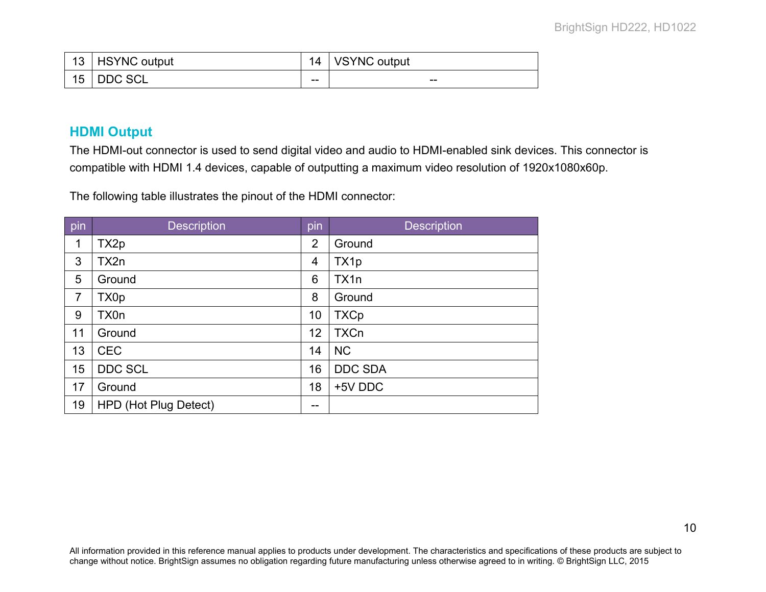| 13 | HSYNC output | 14 | VSYNC output |
|---|---|---|---|
| 15 | DDC SCL | -- | -- |

## HDMI Output

The HDMI-out connector is used to send digital video and audio to HDMI-enabled sink devices. This connector is compatible with HDMI 1.4 devices, capable of outputting a maximum video resolution of 1920x1080x60p.

The following table illustrates the pinout of the HDMI connector:

| pin | Description | pin | Description |
|---|---|---|---|
| 1 | TX2p | 2 | Ground |
| 3 | TX2n | 4 | TX1p |
| 5 | Ground | 6 | TX1n |
| 7 | TX0p | 8 | Ground |
| 9 | TX0n | 10 | TXCp |
| 11 | Ground | 12 | TXCn |
| 13 | CEC | 14 | NC |
| 15 | DDC SCL | 16 | DDC SDA |
| 17 | Ground | 18 | +5V DDC |
| 19 | HPD (Hot Plug Detect) | -- | |

All information provided in this reference manual applies to products under development. The characteristics and specifications of these products are subject to change without notice. BrightSign assumes no obligation regarding future manufacturing unless otherwise agreed to in writing. © BrightSign LLC, 2015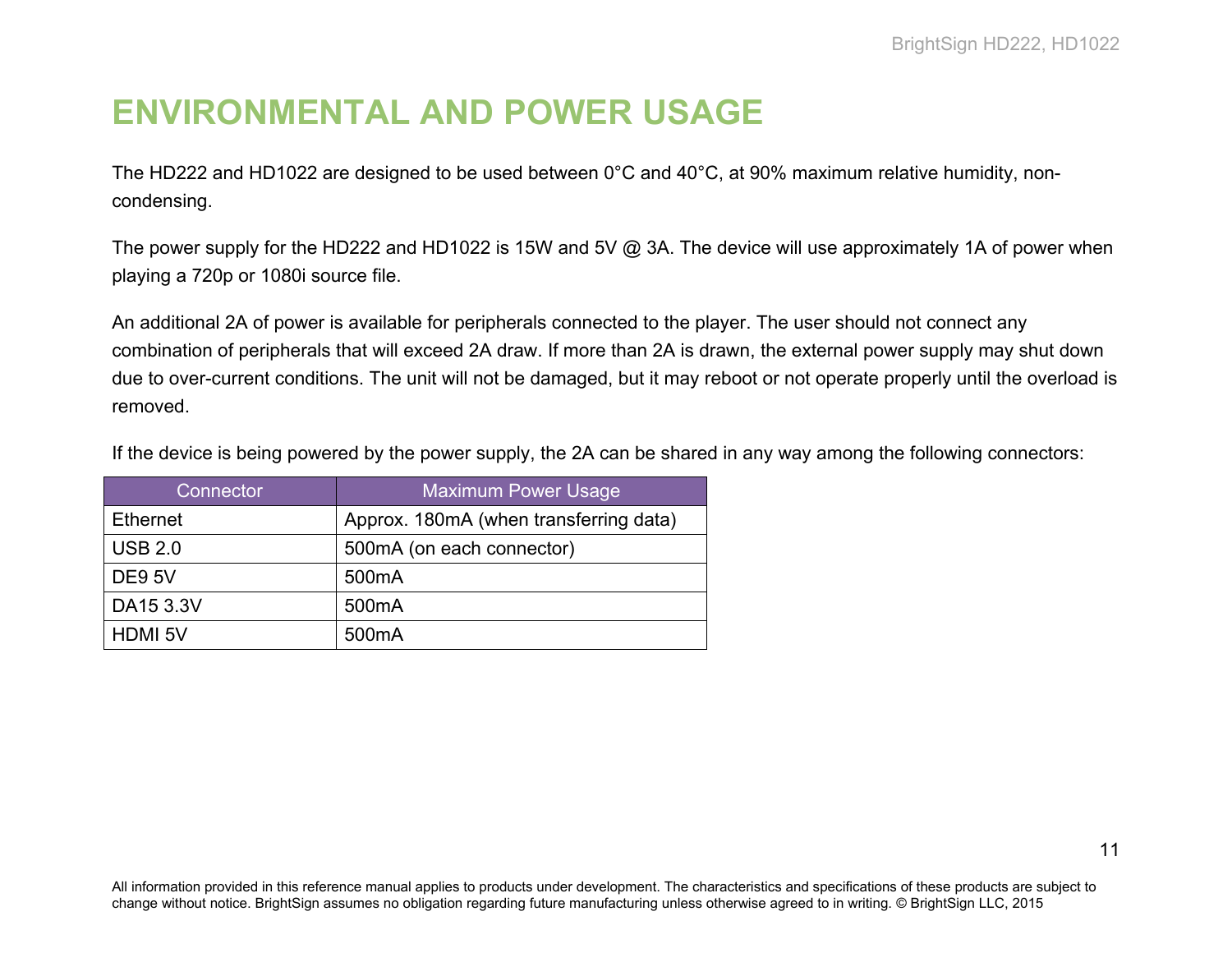# ENVIRONMENTAL AND POWER USAGE

The HD222 and HD1022 are designed to be used between 0°C and 40°C, at 90% maximum relative humidity, non-condensing.

The power supply for the HD222 and HD1022 is 15W and 5V @ 3A. The device will use approximately 1A of power when playing a 720p or 1080i source file.

An additional 2A of power is available for peripherals connected to the player. The user should not connect any combination of peripherals that will exceed 2A draw. If more than 2A is drawn, the external power supply may shut down due to over-current conditions. The unit will not be damaged, but it may reboot or not operate properly until the overload is removed.

If the device is being powered by the power supply, the 2A can be shared in any way among the following connectors:

| Connector | Maximum Power Usage |
| --- | --- |
| Ethernet | Approx. 180mA (when transferring data) |
| USB 2.0 | 500mA (on each connector) |
| DE9 5V | 500mA |
| DA15 3.3V | 500mA |
| HDMI 5V | 500mA |

All information provided in this reference manual applies to products under development. The characteristics and specifications of these products are subject to change without notice. BrightSign assumes no obligation regarding future manufacturing unless otherwise agreed to in writing. © BrightSign LLC, 2015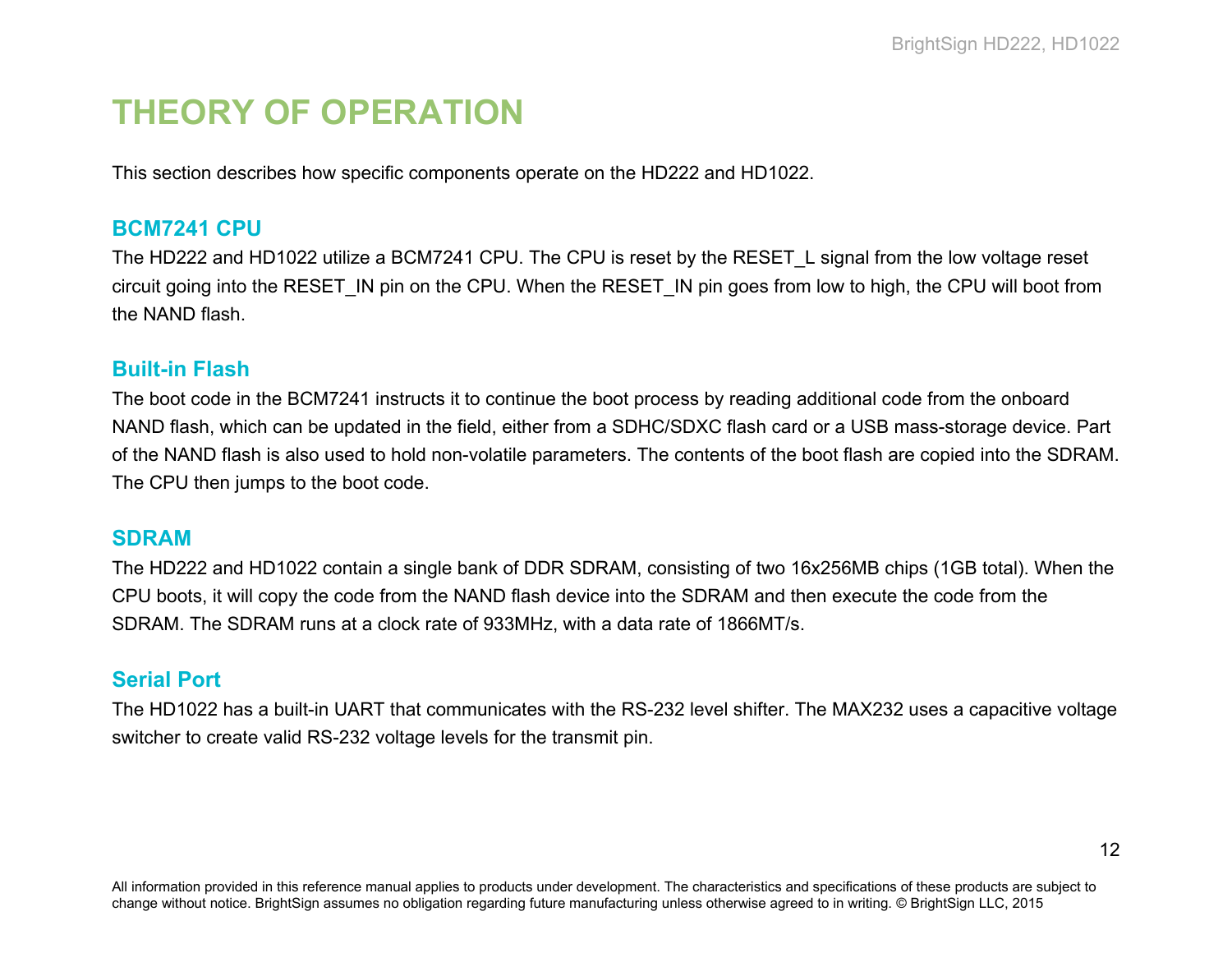# THEORY OF OPERATION

This section describes how specific components operate on the HD222 and HD1022.

## BCM7241 CPU

The HD222 and HD1022 utilize a BCM7241 CPU. The CPU is reset by the RESET_L signal from the low voltage reset circuit going into the RESET_IN pin on the CPU. When the RESET_IN pin goes from low to high, the CPU will boot from the NAND flash.

## Built-in Flash

The boot code in the BCM7241 instructs it to continue the boot process by reading additional code from the onboard NAND flash, which can be updated in the field, either from a SDHC/SDXC flash card or a USB mass-storage device. Part of the NAND flash is also used to hold non-volatile parameters. The contents of the boot flash are copied into the SDRAM. The CPU then jumps to the boot code.

## SDRAM

The HD222 and HD1022 contain a single bank of DDR SDRAM, consisting of two 16x256MB chips (1GB total). When the CPU boots, it will copy the code from the NAND flash device into the SDRAM and then execute the code from the SDRAM. The SDRAM runs at a clock rate of 933MHz, with a data rate of 1866MT/s.

## Serial Port

The HD1022 has a built-in UART that communicates with the RS-232 level shifter. The MAX232 uses a capacitive voltage switcher to create valid RS-232 voltage levels for the transmit pin.

All information provided in this reference manual applies to products under development. The characteristics and specifications of these products are subject to change without notice. BrightSign assumes no obligation regarding future manufacturing unless otherwise agreed to in writing. © BrightSign LLC, 2015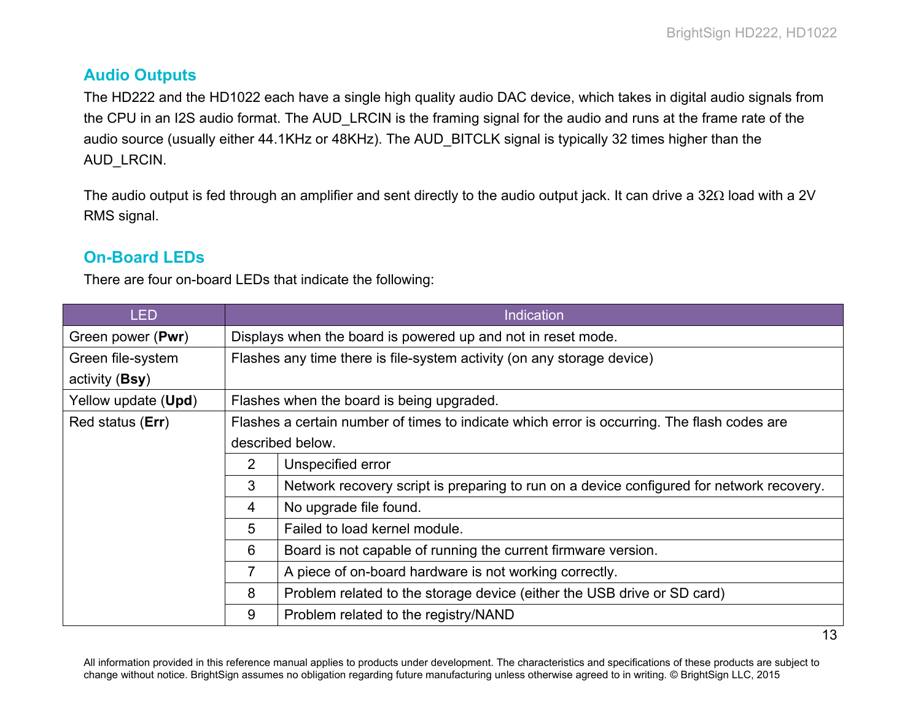## Audio Outputs

The HD222 and the HD1022 each have a single high quality audio DAC device, which takes in digital audio signals from the CPU in an I2S audio format. The AUD_LRCIN is the framing signal for the audio and runs at the frame rate of the audio source (usually either 44.1KHz or 48KHz). The AUD_BITCLK signal is typically 32 times higher than the AUD_LRCIN.

The audio output is fed through an amplifier and sent directly to the audio output jack. It can drive a 32Ω load with a 2V RMS signal.

## On-Board LEDs

There are four on-board LEDs that indicate the following:

| LED | Indication | |
|---|---|---|
| Green power (**Pwr**) | Displays when the board is powered up and not in reset mode. | |
| Green file-system activity (**Bsy**) | Flashes any time there is file-system activity (on any storage device) | |
| Yellow update (**Upd**) | Flashes when the board is being upgraded. | |
| Red status (**Err**) | Flashes a certain number of times to indicate which error is occurring. The flash codes are described below. | |
| | 2 | Unspecified error |
| | 3 | Network recovery script is preparing to run on a device configured for network recovery. |
| | 4 | No upgrade file found. |
| | 5 | Failed to load kernel module. |
| | 6 | Board is not capable of running the current firmware version. |
| | 7 | A piece of on-board hardware is not working correctly. |
| | 8 | Problem related to the storage device (either the USB drive or SD card) |
| | 9 | Problem related to the registry/NAND |

All information provided in this reference manual applies to products under development. The characteristics and specifications of these products are subject to change without notice. BrightSign assumes no obligation regarding future manufacturing unless otherwise agreed to in writing. © BrightSign LLC, 2015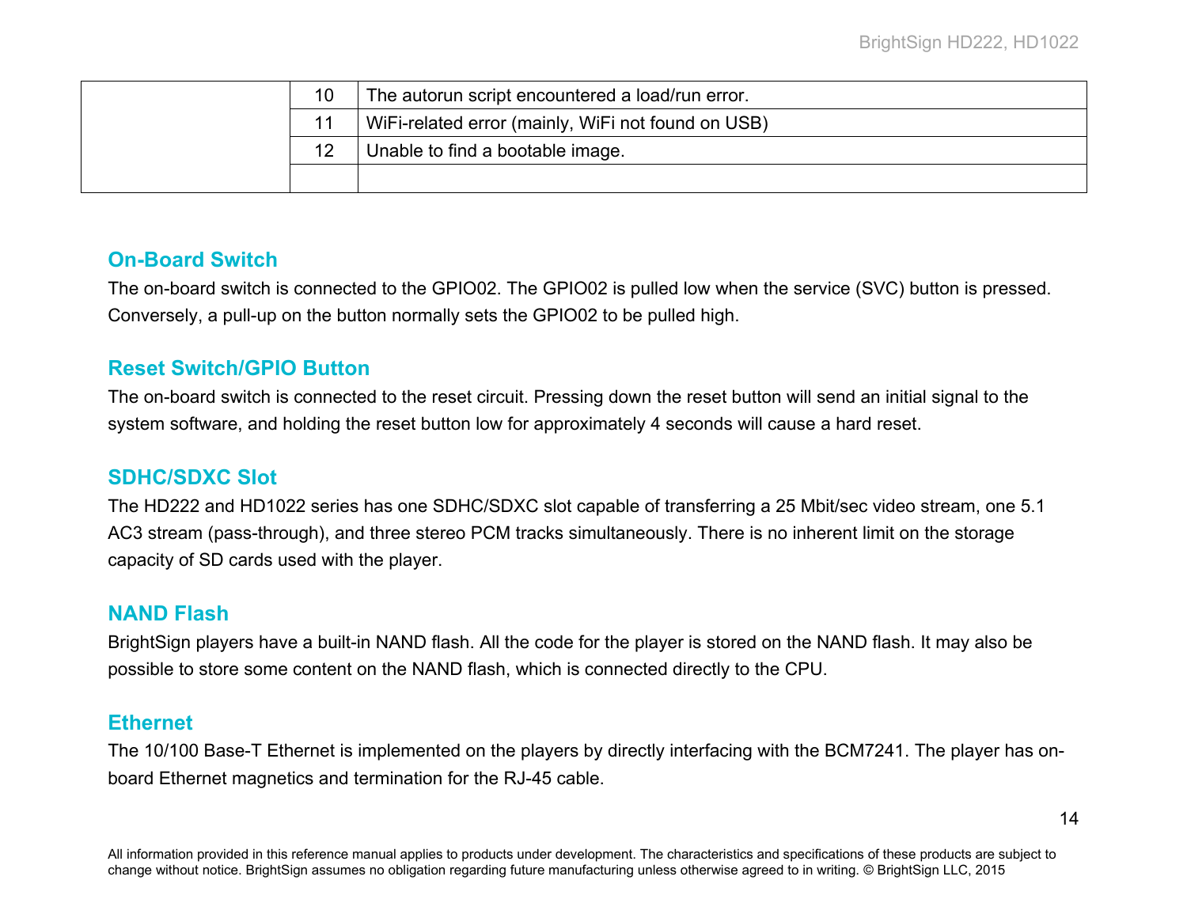| | | |
|---|---|---|
| | 10 | The autorun script encountered a load/run error. |
| | 11 | WiFi-related error (mainly, WiFi not found on USB) |
| | 12 | Unable to find a bootable image. |
| | | |

## On-Board Switch

The on-board switch is connected to the GPIO02. The GPIO02 is pulled low when the service (SVC) button is pressed. Conversely, a pull-up on the button normally sets the GPIO02 to be pulled high.

## Reset Switch/GPIO Button

The on-board switch is connected to the reset circuit. Pressing down the reset button will send an initial signal to the system software, and holding the reset button low for approximately 4 seconds will cause a hard reset.

## SDHC/SDXC Slot

The HD222 and HD1022 series has one SDHC/SDXC slot capable of transferring a 25 Mbit/sec video stream, one 5.1 AC3 stream (pass-through), and three stereo PCM tracks simultaneously. There is no inherent limit on the storage capacity of SD cards used with the player.

## NAND Flash

BrightSign players have a built-in NAND flash. All the code for the player is stored on the NAND flash. It may also be possible to store some content on the NAND flash, which is connected directly to the CPU.

## Ethernet

The 10/100 Base-T Ethernet is implemented on the players by directly interfacing with the BCM7241. The player has on-board Ethernet magnetics and termination for the RJ-45 cable.

All information provided in this reference manual applies to products under development. The characteristics and specifications of these products are subject to change without notice. BrightSign assumes no obligation regarding future manufacturing unless otherwise agreed to in writing. © BrightSign LLC, 2015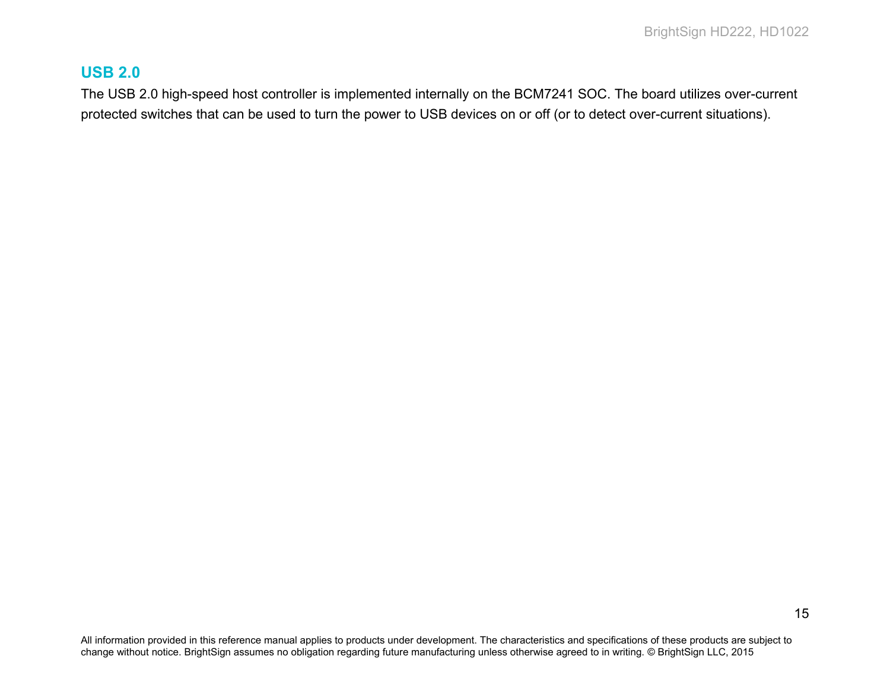## USB 2.0

The USB 2.0 high-speed host controller is implemented internally on the BCM7241 SOC. The board utilizes over-current protected switches that can be used to turn the power to USB devices on or off (or to detect over-current situations).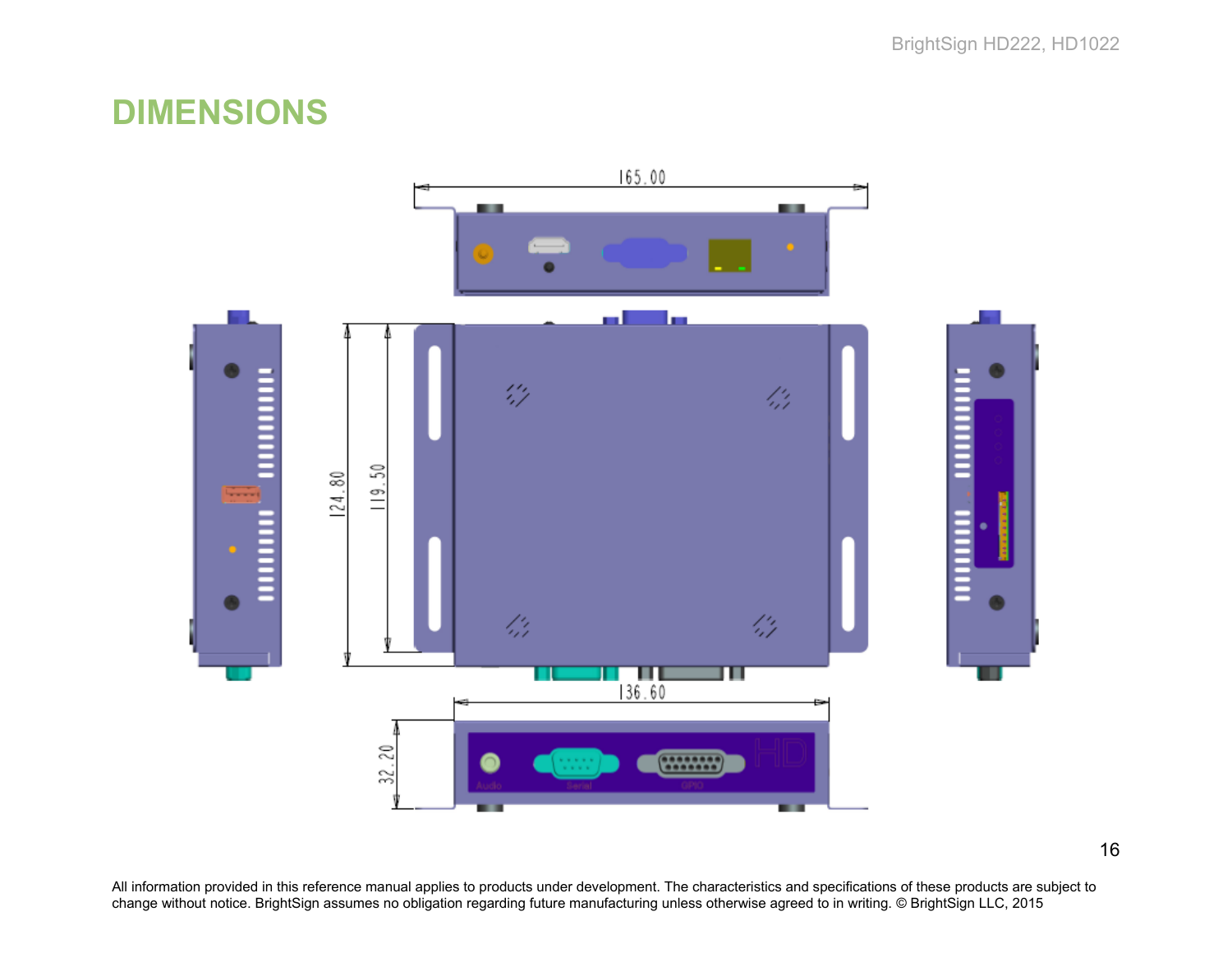# DIMENSIONS

All information provided in this reference manual applies to products under development. The characteristics and specifications of these products are subject to change without notice. BrightSign assumes no obligation regarding future manufacturing unless otherwise agreed to in writing. © BrightSign LLC, 2015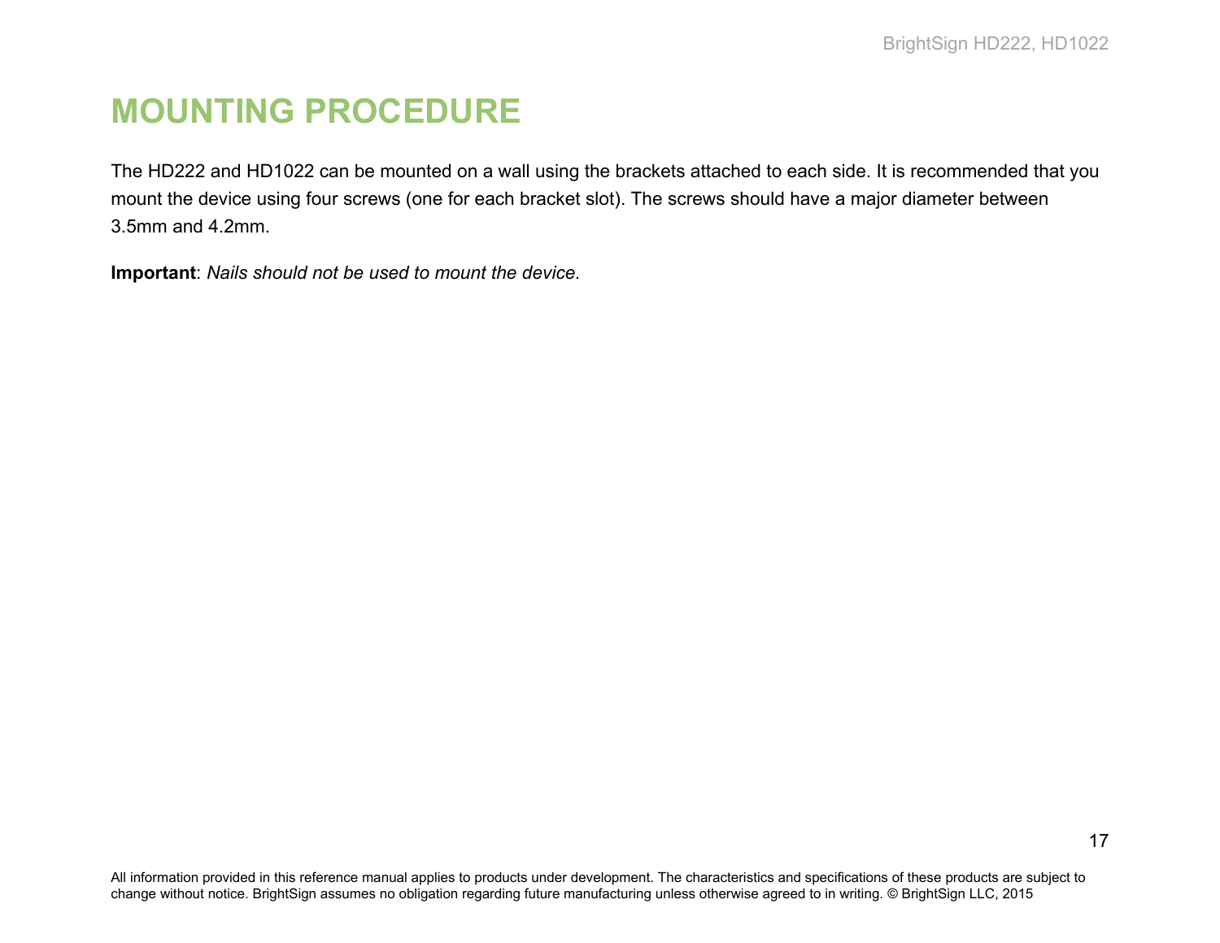# MOUNTING PROCEDURE

The HD222 and HD1022 can be mounted on a wall using the brackets attached to each side. It is recommended that you mount the device using four screws (one for each bracket slot). The screws should have a major diameter between 3.5mm and 4.2mm.

**Important**: *Nails should not be used to mount the device.*

All information provided in this reference manual applies to products under development. The characteristics and specifications of these products are subject to change without notice. BrightSign assumes no obligation regarding future manufacturing unless otherwise agreed to in writing. © BrightSign LLC, 2015